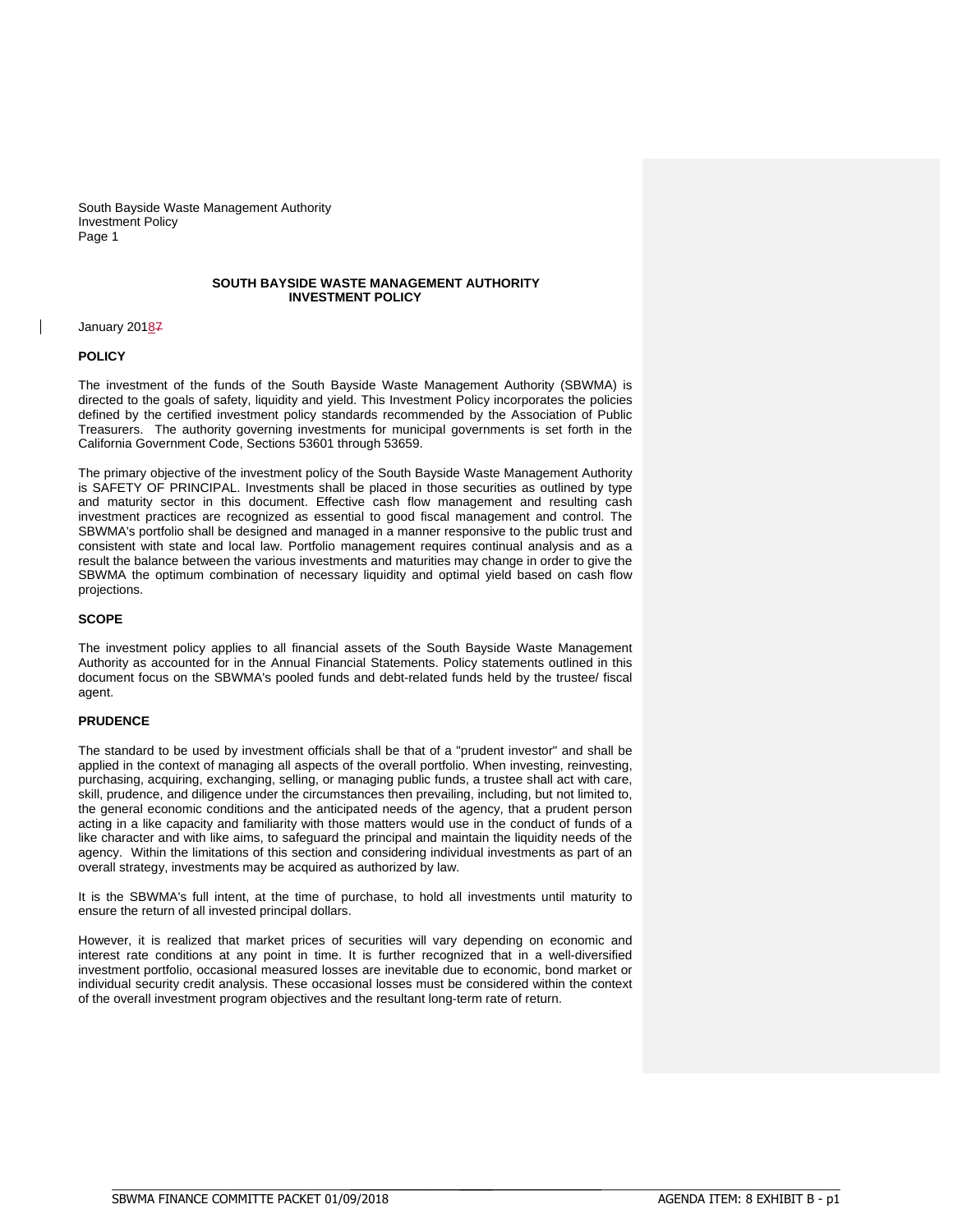# SOUTH BAYSIDE WASTE MANAGEMENT AUTHORITY
# INVESTMENT POLICY

January 20187

## POLICY

The investment of the funds of the South Bayside Waste Management Authority (SBWMA) is directed to the goals of safety, liquidity and yield. This Investment Policy incorporates the policies defined by the certified investment policy standards recommended by the Association of Public Treasurers. The authority governing investments for municipal governments is set forth in the California Government Code, Sections 53601 through 53659.

The primary objective of the investment policy of the South Bayside Waste Management Authority is SAFETY OF PRINCIPAL. Investments shall be placed in those securities as outlined by type and maturity sector in this document. Effective cash flow management and resulting cash investment practices are recognized as essential to good fiscal management and control. The SBWMA's portfolio shall be designed and managed in a manner responsive to the public trust and consistent with state and local law. Portfolio management requires continual analysis and as a result the balance between the various investments and maturities may change in order to give the SBWMA the optimum combination of necessary liquidity and optimal yield based on cash flow projections.

## SCOPE

The investment policy applies to all financial assets of the South Bayside Waste Management Authority as accounted for in the Annual Financial Statements. Policy statements outlined in this document focus on the SBWMA's pooled funds and debt-related funds held by the trustee/ fiscal agent.

## PRUDENCE

The standard to be used by investment officials shall be that of a "prudent investor" and shall be applied in the context of managing all aspects of the overall portfolio. When investing, reinvesting, purchasing, acquiring, exchanging, selling, or managing public funds, a trustee shall act with care, skill, prudence, and diligence under the circumstances then prevailing, including, but not limited to, the general economic conditions and the anticipated needs of the agency, that a prudent person acting in a like capacity and familiarity with those matters would use in the conduct of funds of a like character and with like aims, to safeguard the principal and maintain the liquidity needs of the agency. Within the limitations of this section and considering individual investments as part of an overall strategy, investments may be acquired as authorized by law.

It is the SBWMA's full intent, at the time of purchase, to hold all investments until maturity to ensure the return of all invested principal dollars.

However, it is realized that market prices of securities will vary depending on economic and interest rate conditions at any point in time. It is further recognized that in a well-diversified investment portfolio, occasional measured losses are inevitable due to economic, bond market or individual security credit analysis. These occasional losses must be considered within the context of the overall investment program objectives and the resultant long-term rate of return.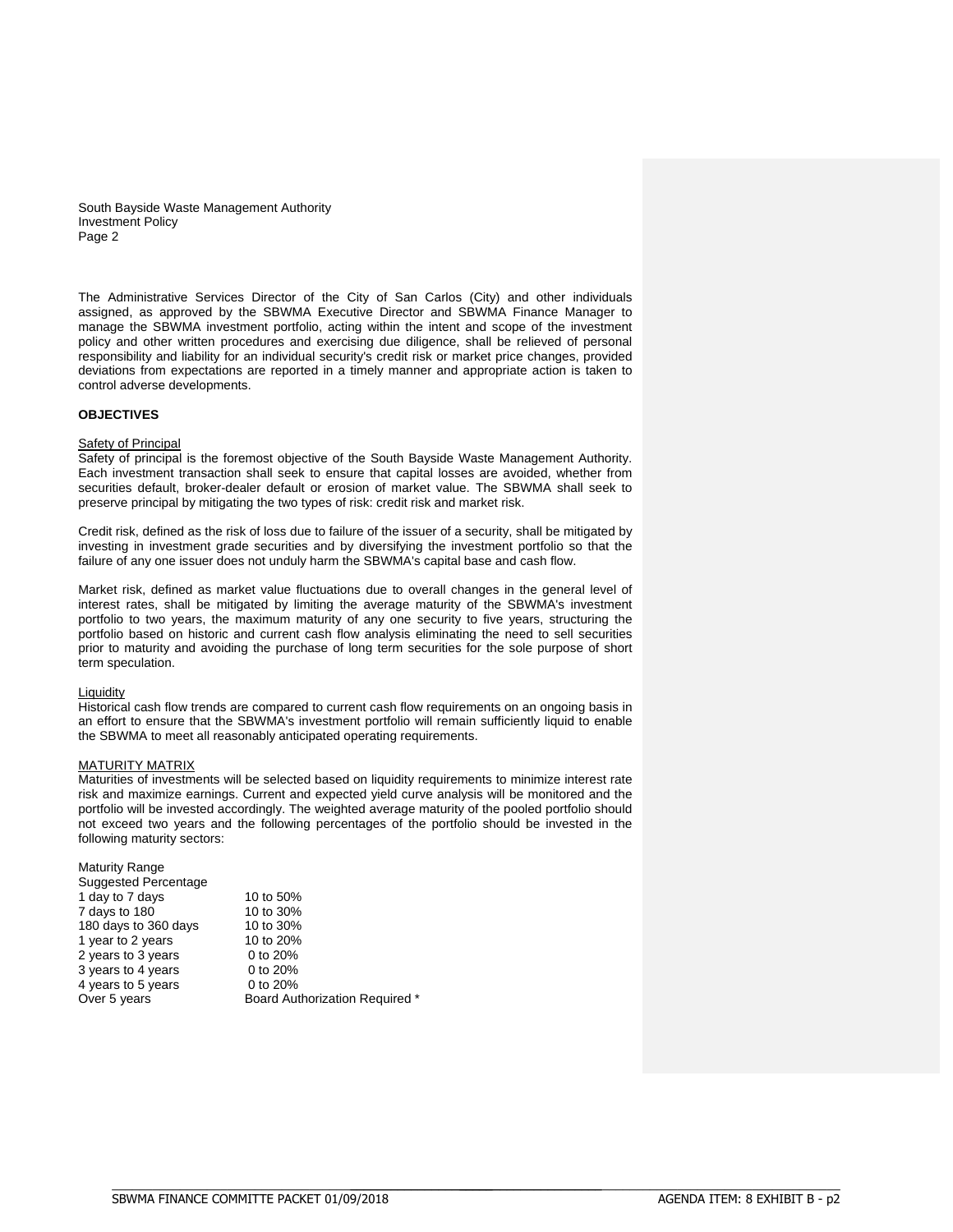The Administrative Services Director of the City of San Carlos (City) and other individuals assigned, as approved by the SBWMA Executive Director and SBWMA Finance Manager to manage the SBWMA investment portfolio, acting within the intent and scope of the investment policy and other written procedures and exercising due diligence, shall be relieved of personal responsibility and liability for an individual security's credit risk or market price changes, provided deviations from expectations are reported in a timely manner and appropriate action is taken to control adverse developments.

**OBJECTIVES**

Safety of Principal

Safety of principal is the foremost objective of the South Bayside Waste Management Authority. Each investment transaction shall seek to ensure that capital losses are avoided, whether from securities default, broker-dealer default or erosion of market value. The SBWMA shall seek to preserve principal by mitigating the two types of risk: credit risk and market risk.

Credit risk, defined as the risk of loss due to failure of the issuer of a security, shall be mitigated by investing in investment grade securities and by diversifying the investment portfolio so that the failure of any one issuer does not unduly harm the SBWMA's capital base and cash flow.

Market risk, defined as market value fluctuations due to overall changes in the general level of interest rates, shall be mitigated by limiting the average maturity of the SBWMA's investment portfolio to two years, the maximum maturity of any one security to five years, structuring the portfolio based on historic and current cash flow analysis eliminating the need to sell securities prior to maturity and avoiding the purchase of long term securities for the sole purpose of short term speculation.

Liquidity

Historical cash flow trends are compared to current cash flow requirements on an ongoing basis in an effort to ensure that the SBWMA's investment portfolio will remain sufficiently liquid to enable the SBWMA to meet all reasonably anticipated operating requirements.

MATURITY MATRIX

Maturities of investments will be selected based on liquidity requirements to minimize interest rate risk and maximize earnings. Current and expected yield curve analysis will be monitored and the portfolio will be invested accordingly. The weighted average maturity of the pooled portfolio should not exceed two years and the following percentages of the portfolio should be invested in the following maturity sectors:

| Maturity Range / Suggested Percentage | |
|---|---|
| 1 day to 7 days | 10 to 50% |
| 7 days to 180 | 10 to 30% |
| 180 days to 360 days | 10 to 30% |
| 1 year to 2 years | 10 to 20% |
| 2 years to 3 years | 0 to 20% |
| 3 years to 4 years | 0 to 20% |
| 4 years to 5 years | 0 to 20% |
| Over 5 years | Board Authorization Required * |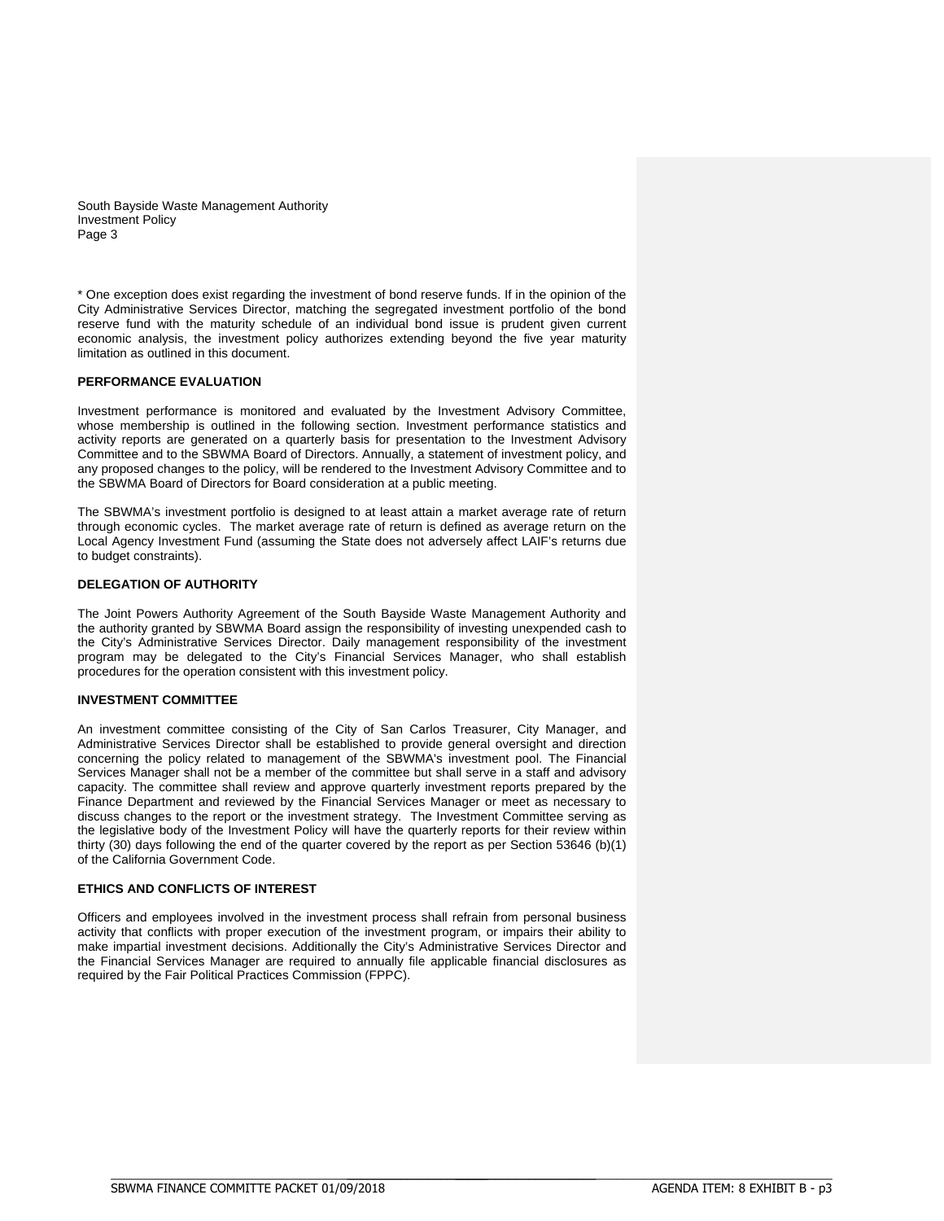* One exception does exist regarding the investment of bond reserve funds. If in the opinion of the City Administrative Services Director, matching the segregated investment portfolio of the bond reserve fund with the maturity schedule of an individual bond issue is prudent given current economic analysis, the investment policy authorizes extending beyond the five year maturity limitation as outlined in this document.

**PERFORMANCE EVALUATION**

Investment performance is monitored and evaluated by the Investment Advisory Committee, whose membership is outlined in the following section. Investment performance statistics and activity reports are generated on a quarterly basis for presentation to the Investment Advisory Committee and to the SBWMA Board of Directors. Annually, a statement of investment policy, and any proposed changes to the policy, will be rendered to the Investment Advisory Committee and to the SBWMA Board of Directors for Board consideration at a public meeting.

The SBWMA's investment portfolio is designed to at least attain a market average rate of return through economic cycles. The market average rate of return is defined as average return on the Local Agency Investment Fund (assuming the State does not adversely affect LAIF's returns due to budget constraints).

**DELEGATION OF AUTHORITY**

The Joint Powers Authority Agreement of the South Bayside Waste Management Authority and the authority granted by SBWMA Board assign the responsibility of investing unexpended cash to the City's Administrative Services Director. Daily management responsibility of the investment program may be delegated to the City's Financial Services Manager, who shall establish procedures for the operation consistent with this investment policy.

**INVESTMENT COMMITTEE**

An investment committee consisting of the City of San Carlos Treasurer, City Manager, and Administrative Services Director shall be established to provide general oversight and direction concerning the policy related to management of the SBWMA's investment pool. The Financial Services Manager shall not be a member of the committee but shall serve in a staff and advisory capacity. The committee shall review and approve quarterly investment reports prepared by the Finance Department and reviewed by the Financial Services Manager or meet as necessary to discuss changes to the report or the investment strategy. The Investment Committee serving as the legislative body of the Investment Policy will have the quarterly reports for their review within thirty (30) days following the end of the quarter covered by the report as per Section 53646 (b)(1) of the California Government Code.

**ETHICS AND CONFLICTS OF INTEREST**

Officers and employees involved in the investment process shall refrain from personal business activity that conflicts with proper execution of the investment program, or impairs their ability to make impartial investment decisions. Additionally the City's Administrative Services Director and the Financial Services Manager are required to annually file applicable financial disclosures as required by the Fair Political Practices Commission (FPPC).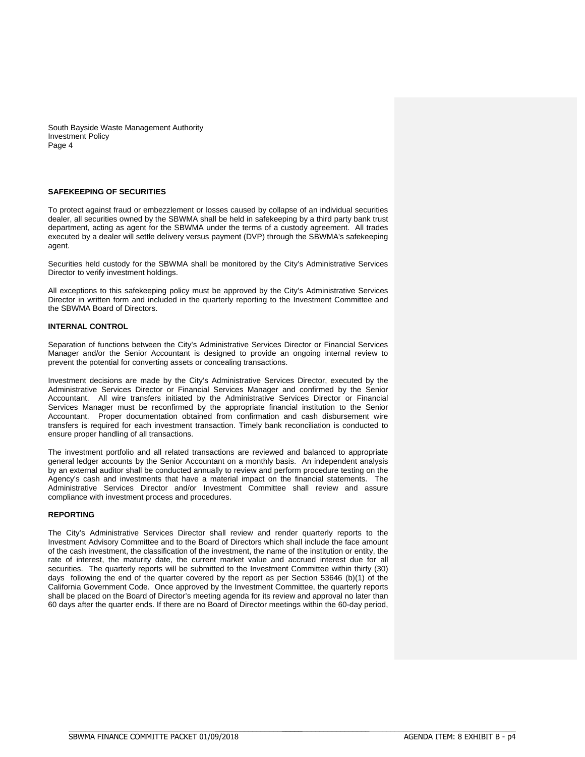## SAFEKEEPING OF SECURITIES

To protect against fraud or embezzlement or losses caused by collapse of an individual securities dealer, all securities owned by the SBWMA shall be held in safekeeping by a third party bank trust department, acting as agent for the SBWMA under the terms of a custody agreement. All trades executed by a dealer will settle delivery versus payment (DVP) through the SBWMA's safekeeping agent.

Securities held custody for the SBWMA shall be monitored by the City's Administrative Services Director to verify investment holdings.

All exceptions to this safekeeping policy must be approved by the City's Administrative Services Director in written form and included in the quarterly reporting to the Investment Committee and the SBWMA Board of Directors.

## INTERNAL CONTROL

Separation of functions between the City's Administrative Services Director or Financial Services Manager and/or the Senior Accountant is designed to provide an ongoing internal review to prevent the potential for converting assets or concealing transactions.

Investment decisions are made by the City's Administrative Services Director, executed by the Administrative Services Director or Financial Services Manager and confirmed by the Senior Accountant. All wire transfers initiated by the Administrative Services Director or Financial Services Manager must be reconfirmed by the appropriate financial institution to the Senior Accountant. Proper documentation obtained from confirmation and cash disbursement wire transfers is required for each investment transaction. Timely bank reconciliation is conducted to ensure proper handling of all transactions.

The investment portfolio and all related transactions are reviewed and balanced to appropriate general ledger accounts by the Senior Accountant on a monthly basis. An independent analysis by an external auditor shall be conducted annually to review and perform procedure testing on the Agency's cash and investments that have a material impact on the financial statements. The Administrative Services Director and/or Investment Committee shall review and assure compliance with investment process and procedures.

## REPORTING

The City's Administrative Services Director shall review and render quarterly reports to the Investment Advisory Committee and to the Board of Directors which shall include the face amount of the cash investment, the classification of the investment, the name of the institution or entity, the rate of interest, the maturity date, the current market value and accrued interest due for all securities. The quarterly reports will be submitted to the Investment Committee within thirty (30) days following the end of the quarter covered by the report as per Section 53646 (b)(1) of the California Government Code. Once approved by the Investment Committee, the quarterly reports shall be placed on the Board of Director's meeting agenda for its review and approval no later than 60 days after the quarter ends. If there are no Board of Director meetings within the 60-day period,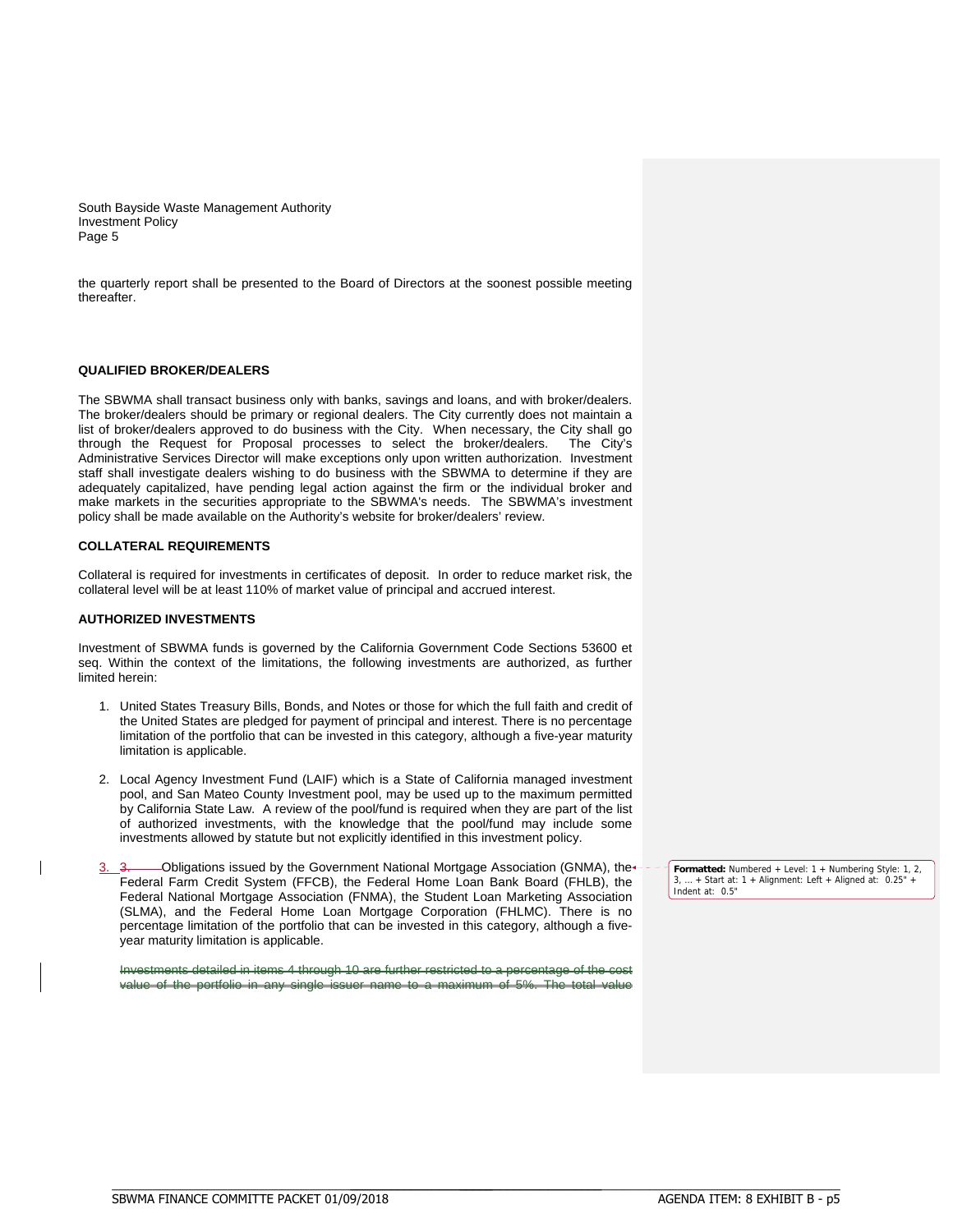the quarterly report shall be presented to the Board of Directors at the soonest possible meeting thereafter.

**QUALIFIED BROKER/DEALERS**

The SBWMA shall transact business only with banks, savings and loans, and with broker/dealers. The broker/dealers should be primary or regional dealers. The City currently does not maintain a list of broker/dealers approved to do business with the City. When necessary, the City shall go through the Request for Proposal processes to select the broker/dealers. The City's Administrative Services Director will make exceptions only upon written authorization. Investment staff shall investigate dealers wishing to do business with the SBWMA to determine if they are adequately capitalized, have pending legal action against the firm or the individual broker and make markets in the securities appropriate to the SBWMA's needs. The SBWMA's investment policy shall be made available on the Authority's website for broker/dealers' review.

**COLLATERAL REQUIREMENTS**

Collateral is required for investments in certificates of deposit. In order to reduce market risk, the collateral level will be at least 110% of market value of principal and accrued interest.

**AUTHORIZED INVESTMENTS**

Investment of SBWMA funds is governed by the California Government Code Sections 53600 et seq. Within the context of the limitations, the following investments are authorized, as further limited herein:

1. United States Treasury Bills, Bonds, and Notes or those for which the full faith and credit of the United States are pledged for payment of principal and interest. There is no percentage limitation of the portfolio that can be invested in this category, although a five-year maturity limitation is applicable.

2. Local Agency Investment Fund (LAIF) which is a State of California managed investment pool, and San Mateo County Investment pool, may be used up to the maximum permitted by California State Law. A review of the pool/fund is required when they are part of the list of authorized investments, with the knowledge that the pool/fund may include some investments allowed by statute but not explicitly identified in this investment policy.

3. ~~3.~~ Obligations issued by the Government National Mortgage Association (GNMA), the Federal Farm Credit System (FFCB), the Federal Home Loan Bank Board (FHLB), the Federal National Mortgage Association (FNMA), the Student Loan Marketing Association (SLMA), and the Federal Home Loan Mortgage Corporation (FHLMC). There is no percentage limitation of the portfolio that can be invested in this category, although a five-year maturity limitation is applicable.

   ~~Investments detailed in items 4 through 10 are further restricted to a percentage of the cost value of the portfolio in any single issuer name to a maximum of 5%. The total value~~

**Formatted:** Numbered + Level: 1 + Numbering Style: 1, 2, 3, … + Start at: 1 + Alignment: Left + Aligned at: 0.25" + Indent at: 0.5"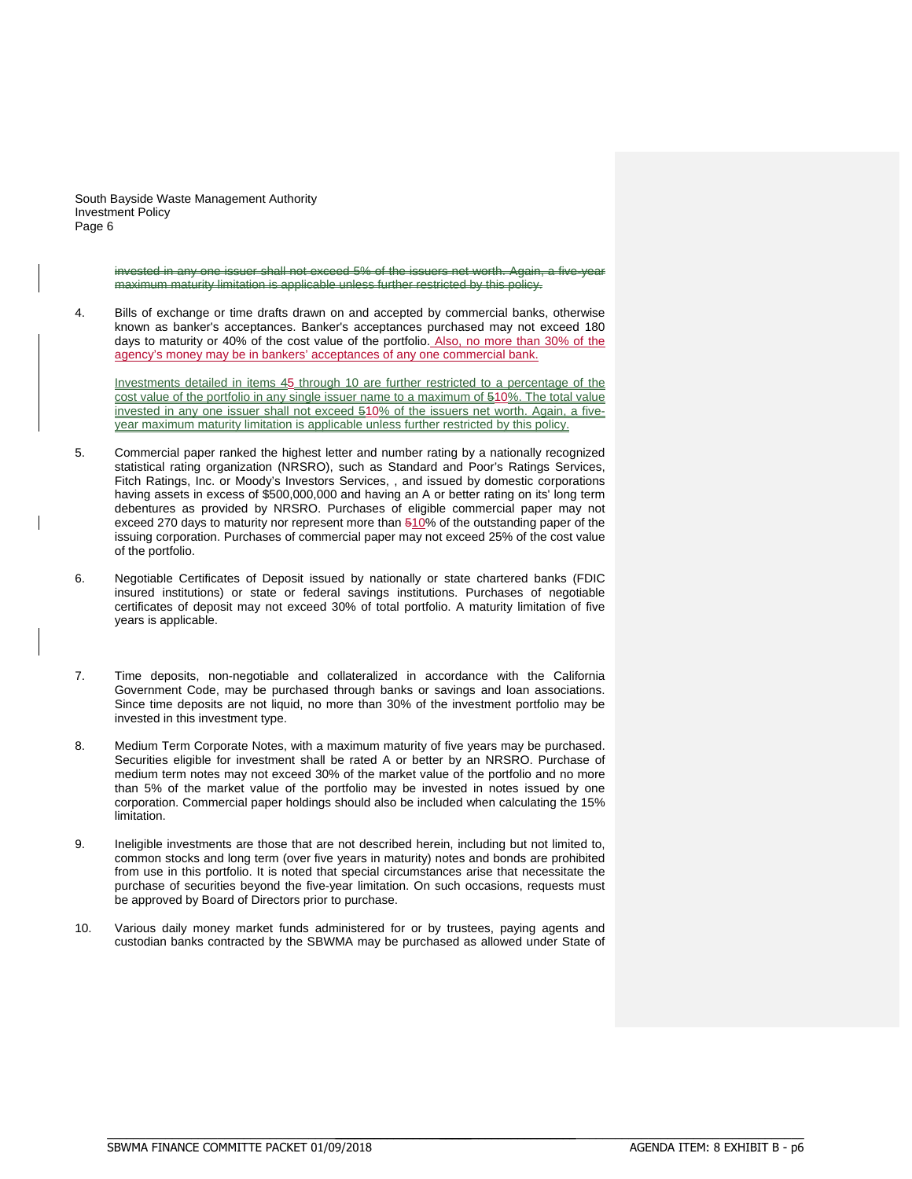invested in any one issuer shall not exceed 5% of the issuers net worth. Again, a five-year maximum maturity limitation is applicable unless further restricted by this policy.

4. Bills of exchange or time drafts drawn on and accepted by commercial banks, otherwise known as banker's acceptances. Banker's acceptances purchased may not exceed 180 days to maturity or 40% of the cost value of the portfolio. Also, no more than 30% of the agency's money may be in bankers' acceptances of any one commercial bank.

   Investments detailed in items 45 through 10 are further restricted to a percentage of the cost value of the portfolio in any single issuer name to a maximum of 510%. The total value invested in any one issuer shall not exceed 510% of the issuers net worth. Again, a five-year maximum maturity limitation is applicable unless further restricted by this policy.

5. Commercial paper ranked the highest letter and number rating by a nationally recognized statistical rating organization (NRSRO), such as Standard and Poor's Ratings Services, Fitch Ratings, Inc. or Moody's Investors Services, , and issued by domestic corporations having assets in excess of $500,000,000 and having an A or better rating on its' long term debentures as provided by NRSRO. Purchases of eligible commercial paper may not exceed 270 days to maturity nor represent more than 510% of the outstanding paper of the issuing corporation. Purchases of commercial paper may not exceed 25% of the cost value of the portfolio.

6. Negotiable Certificates of Deposit issued by nationally or state chartered banks (FDIC insured institutions) or state or federal savings institutions. Purchases of negotiable certificates of deposit may not exceed 30% of total portfolio. A maturity limitation of five years is applicable.

7. Time deposits, non-negotiable and collateralized in accordance with the California Government Code, may be purchased through banks or savings and loan associations. Since time deposits are not liquid, no more than 30% of the investment portfolio may be invested in this investment type.

8. Medium Term Corporate Notes, with a maximum maturity of five years may be purchased. Securities eligible for investment shall be rated A or better by an NRSRO. Purchase of medium term notes may not exceed 30% of the market value of the portfolio and no more than 5% of the market value of the portfolio may be invested in notes issued by one corporation. Commercial paper holdings should also be included when calculating the 15% limitation.

9. Ineligible investments are those that are not described herein, including but not limited to, common stocks and long term (over five years in maturity) notes and bonds are prohibited from use in this portfolio. It is noted that special circumstances arise that necessitate the purchase of securities beyond the five-year limitation. On such occasions, requests must be approved by Board of Directors prior to purchase.

10. Various daily money market funds administered for or by trustees, paying agents and custodian banks contracted by the SBWMA may be purchased as allowed under State of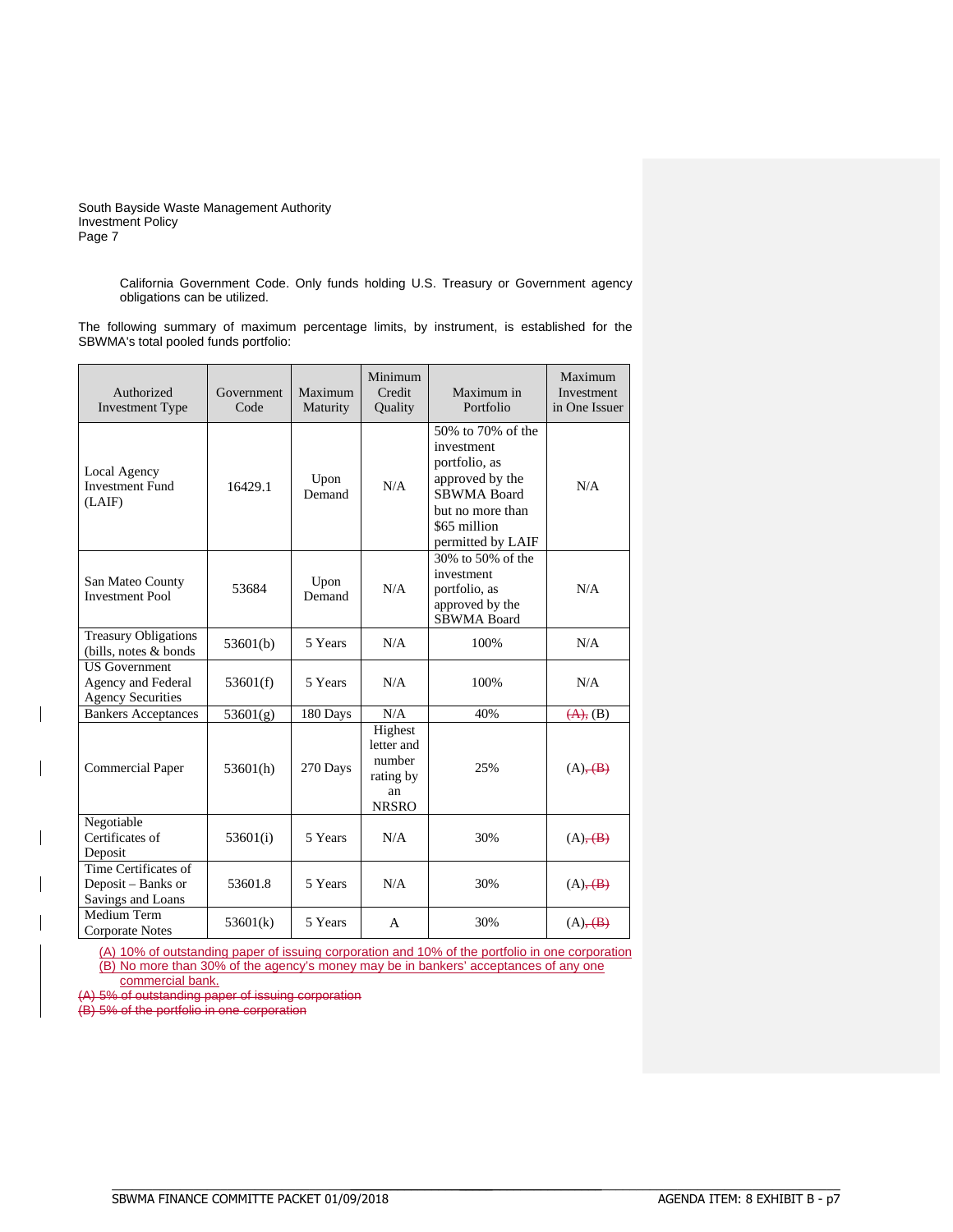California Government Code. Only funds holding U.S. Treasury or Government agency obligations can be utilized.

The following summary of maximum percentage limits, by instrument, is established for the SBWMA's total pooled funds portfolio:

| Authorized Investment Type | Government Code | Maximum Maturity | Minimum Credit Quality | Maximum in Portfolio | Maximum Investment in One Issuer |
|---|---|---|---|---|---|
| Local Agency Investment Fund (LAIF) | 16429.1 | Upon Demand | N/A | 50% to 70% of the investment portfolio, as approved by the SBWMA Board but no more than $65 million permitted by LAIF | N/A |
| San Mateo County Investment Pool | 53684 | Upon Demand | N/A | 30% to 50% of the investment portfolio, as approved by the SBWMA Board | N/A |
| Treasury Obligations (bills, notes & bonds | 53601(b) | 5 Years | N/A | 100% | N/A |
| US Government Agency and Federal Agency Securities | 53601(f) | 5 Years | N/A | 100% | N/A |
| Bankers Acceptances | 53601(g) | 180 Days | N/A | 40% | ~~(A),~~ (B) |
| Commercial Paper | 53601(h) | 270 Days | Highest letter and number rating by an NRSRO | 25% | (A)~~, (B)~~ |
| Negotiable Certificates of Deposit | 53601(i) | 5 Years | N/A | 30% | (A)~~, (B)~~ |
| Time Certificates of Deposit – Banks or Savings and Loans | 53601.8 | 5 Years | N/A | 30% | (A)~~, (B)~~ |
| Medium Term Corporate Notes | 53601(k) | 5 Years | A | 30% | (A)~~, (B)~~ |

(A) 10% of outstanding paper of issuing corporation and 10% of the portfolio in one corporation
(B) No more than 30% of the agency's money may be in bankers' acceptances of any one commercial bank.

~~(A) 5% of outstanding paper of issuing corporation~~
~~(B) 5% of the portfolio in one corporation~~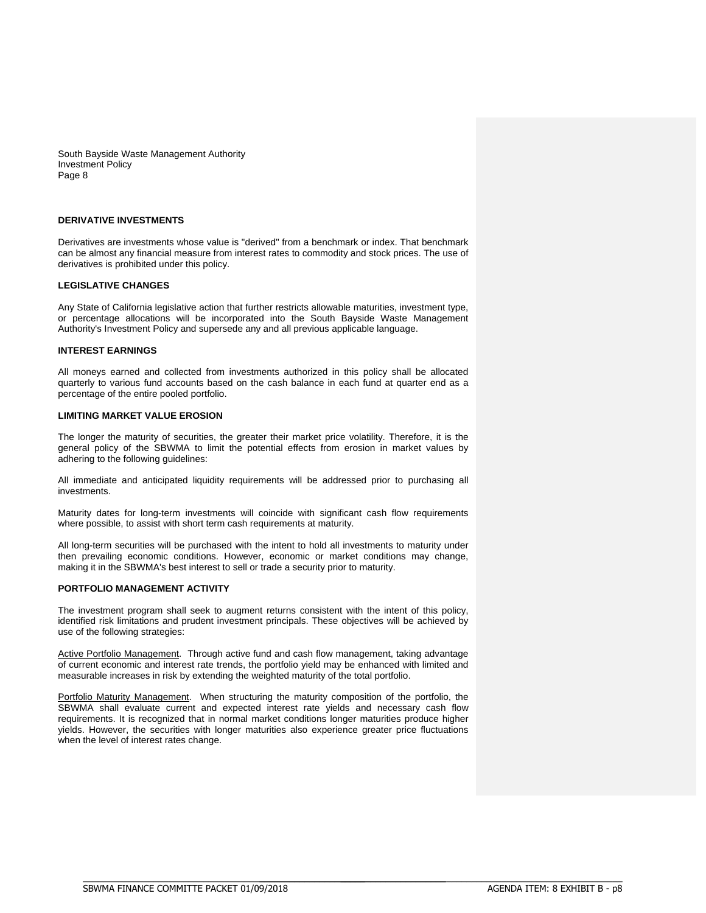### DERIVATIVE INVESTMENTS

Derivatives are investments whose value is "derived" from a benchmark or index. That benchmark can be almost any financial measure from interest rates to commodity and stock prices. The use of derivatives is prohibited under this policy.

### LEGISLATIVE CHANGES

Any State of California legislative action that further restricts allowable maturities, investment type, or percentage allocations will be incorporated into the South Bayside Waste Management Authority's Investment Policy and supersede any and all previous applicable language.

### INTEREST EARNINGS

All moneys earned and collected from investments authorized in this policy shall be allocated quarterly to various fund accounts based on the cash balance in each fund at quarter end as a percentage of the entire pooled portfolio.

### LIMITING MARKET VALUE EROSION

The longer the maturity of securities, the greater their market price volatility. Therefore, it is the general policy of the SBWMA to limit the potential effects from erosion in market values by adhering to the following guidelines:

All immediate and anticipated liquidity requirements will be addressed prior to purchasing all investments.

Maturity dates for long-term investments will coincide with significant cash flow requirements where possible, to assist with short term cash requirements at maturity.

All long-term securities will be purchased with the intent to hold all investments to maturity under then prevailing economic conditions. However, economic or market conditions may change, making it in the SBWMA's best interest to sell or trade a security prior to maturity.

### PORTFOLIO MANAGEMENT ACTIVITY

The investment program shall seek to augment returns consistent with the intent of this policy, identified risk limitations and prudent investment principals. These objectives will be achieved by use of the following strategies:

Active Portfolio Management. Through active fund and cash flow management, taking advantage of current economic and interest rate trends, the portfolio yield may be enhanced with limited and measurable increases in risk by extending the weighted maturity of the total portfolio.

Portfolio Maturity Management. When structuring the maturity composition of the portfolio, the SBWMA shall evaluate current and expected interest rate yields and necessary cash flow requirements. It is recognized that in normal market conditions longer maturities produce higher yields. However, the securities with longer maturities also experience greater price fluctuations when the level of interest rates change.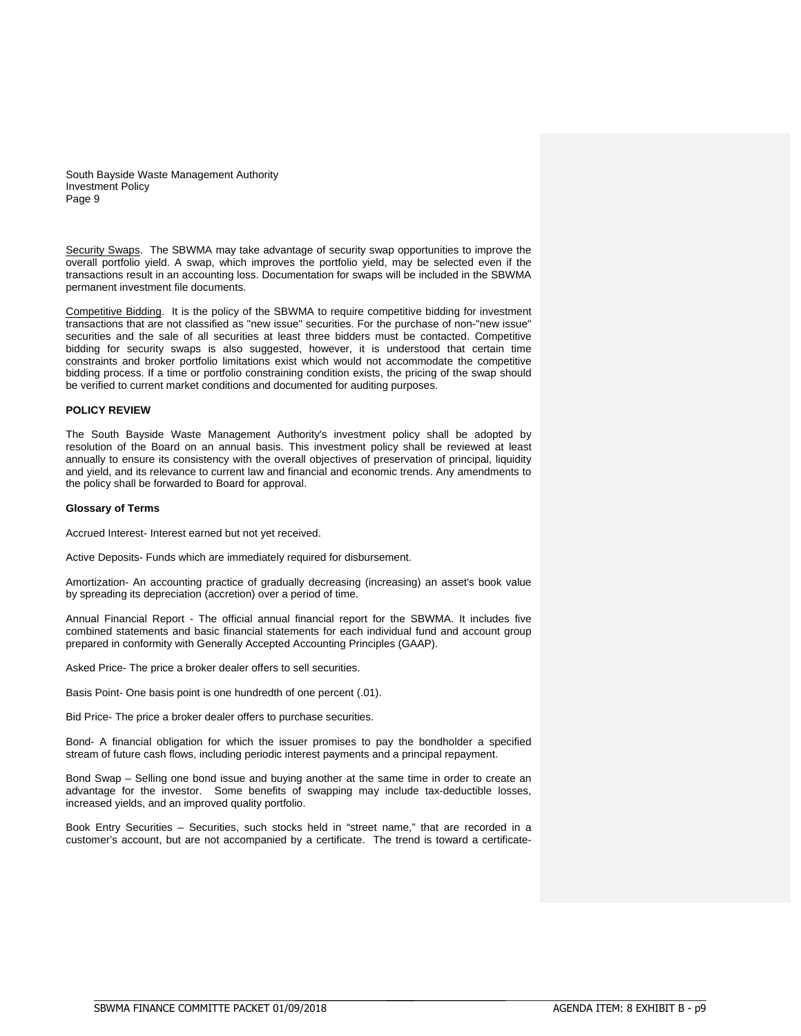Security Swaps. The SBWMA may take advantage of security swap opportunities to improve the overall portfolio yield. A swap, which improves the portfolio yield, may be selected even if the transactions result in an accounting loss. Documentation for swaps will be included in the SBWMA permanent investment file documents.

Competitive Bidding. It is the policy of the SBWMA to require competitive bidding for investment transactions that are not classified as "new issue" securities. For the purchase of non-"new issue" securities and the sale of all securities at least three bidders must be contacted. Competitive bidding for security swaps is also suggested, however, it is understood that certain time constraints and broker portfolio limitations exist which would not accommodate the competitive bidding process. If a time or portfolio constraining condition exists, the pricing of the swap should be verified to current market conditions and documented for auditing purposes.

**POLICY REVIEW**

The South Bayside Waste Management Authority's investment policy shall be adopted by resolution of the Board on an annual basis. This investment policy shall be reviewed at least annually to ensure its consistency with the overall objectives of preservation of principal, liquidity and yield, and its relevance to current law and financial and economic trends. Any amendments to the policy shall be forwarded to Board for approval.

**Glossary of Terms**

Accrued Interest- Interest earned but not yet received.

Active Deposits- Funds which are immediately required for disbursement.

Amortization- An accounting practice of gradually decreasing (increasing) an asset's book value by spreading its depreciation (accretion) over a period of time.

Annual Financial Report - The official annual financial report for the SBWMA. It includes five combined statements and basic financial statements for each individual fund and account group prepared in conformity with Generally Accepted Accounting Principles (GAAP).

Asked Price- The price a broker dealer offers to sell securities.

Basis Point- One basis point is one hundredth of one percent (.01).

Bid Price- The price a broker dealer offers to purchase securities.

Bond- A financial obligation for which the issuer promises to pay the bondholder a specified stream of future cash flows, including periodic interest payments and a principal repayment.

Bond Swap – Selling one bond issue and buying another at the same time in order to create an advantage for the investor. Some benefits of swapping may include tax-deductible losses, increased yields, and an improved quality portfolio.

Book Entry Securities – Securities, such stocks held in "street name," that are recorded in a customer's account, but are not accompanied by a certificate. The trend is toward a certificate-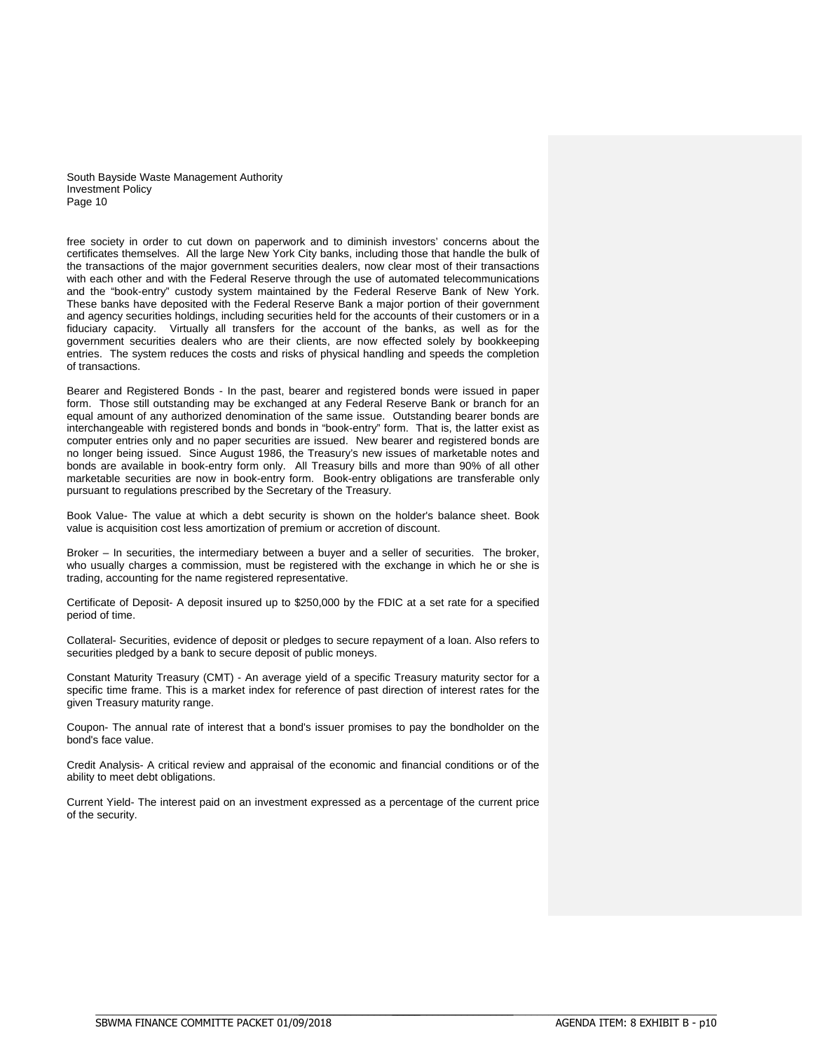free society in order to cut down on paperwork and to diminish investors' concerns about the certificates themselves. All the large New York City banks, including those that handle the bulk of the transactions of the major government securities dealers, now clear most of their transactions with each other and with the Federal Reserve through the use of automated telecommunications and the "book-entry" custody system maintained by the Federal Reserve Bank of New York. These banks have deposited with the Federal Reserve Bank a major portion of their government and agency securities holdings, including securities held for the accounts of their customers or in a fiduciary capacity. Virtually all transfers for the account of the banks, as well as for the government securities dealers who are their clients, are now effected solely by bookkeeping entries. The system reduces the costs and risks of physical handling and speeds the completion of transactions.

Bearer and Registered Bonds - In the past, bearer and registered bonds were issued in paper form. Those still outstanding may be exchanged at any Federal Reserve Bank or branch for an equal amount of any authorized denomination of the same issue. Outstanding bearer bonds are interchangeable with registered bonds and bonds in "book-entry" form. That is, the latter exist as computer entries only and no paper securities are issued. New bearer and registered bonds are no longer being issued. Since August 1986, the Treasury's new issues of marketable notes and bonds are available in book-entry form only. All Treasury bills and more than 90% of all other marketable securities are now in book-entry form. Book-entry obligations are transferable only pursuant to regulations prescribed by the Secretary of the Treasury.

Book Value- The value at which a debt security is shown on the holder's balance sheet. Book value is acquisition cost less amortization of premium or accretion of discount.

Broker – In securities, the intermediary between a buyer and a seller of securities. The broker, who usually charges a commission, must be registered with the exchange in which he or she is trading, accounting for the name registered representative.

Certificate of Deposit- A deposit insured up to $250,000 by the FDIC at a set rate for a specified period of time.

Collateral- Securities, evidence of deposit or pledges to secure repayment of a loan. Also refers to securities pledged by a bank to secure deposit of public moneys.

Constant Maturity Treasury (CMT) - An average yield of a specific Treasury maturity sector for a specific time frame. This is a market index for reference of past direction of interest rates for the given Treasury maturity range.

Coupon- The annual rate of interest that a bond's issuer promises to pay the bondholder on the bond's face value.

Credit Analysis- A critical review and appraisal of the economic and financial conditions or of the ability to meet debt obligations.

Current Yield- The interest paid on an investment expressed as a percentage of the current price of the security.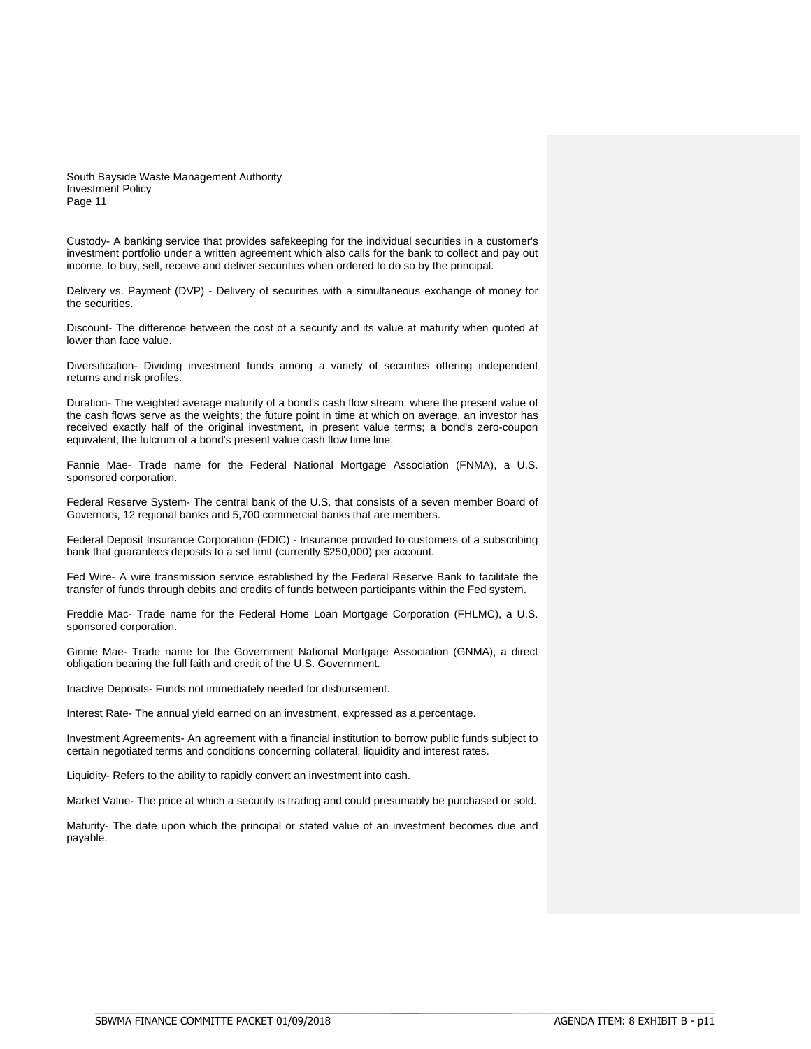Custody- A banking service that provides safekeeping for the individual securities in a customer's investment portfolio under a written agreement which also calls for the bank to collect and pay out income, to buy, sell, receive and deliver securities when ordered to do so by the principal.

Delivery vs. Payment (DVP) - Delivery of securities with a simultaneous exchange of money for the securities.

Discount- The difference between the cost of a security and its value at maturity when quoted at lower than face value.

Diversification- Dividing investment funds among a variety of securities offering independent returns and risk profiles.

Duration- The weighted average maturity of a bond's cash flow stream, where the present value of the cash flows serve as the weights; the future point in time at which on average, an investor has received exactly half of the original investment, in present value terms; a bond's zero-coupon equivalent; the fulcrum of a bond's present value cash flow time line.

Fannie Mae- Trade name for the Federal National Mortgage Association (FNMA), a U.S. sponsored corporation.

Federal Reserve System- The central bank of the U.S. that consists of a seven member Board of Governors, 12 regional banks and 5,700 commercial banks that are members.

Federal Deposit Insurance Corporation (FDIC) - Insurance provided to customers of a subscribing bank that guarantees deposits to a set limit (currently $250,000) per account.

Fed Wire- A wire transmission service established by the Federal Reserve Bank to facilitate the transfer of funds through debits and credits of funds between participants within the Fed system.

Freddie Mac- Trade name for the Federal Home Loan Mortgage Corporation (FHLMC), a U.S. sponsored corporation.

Ginnie Mae- Trade name for the Government National Mortgage Association (GNMA), a direct obligation bearing the full faith and credit of the U.S. Government.

Inactive Deposits- Funds not immediately needed for disbursement.

Interest Rate- The annual yield earned on an investment, expressed as a percentage.

Investment Agreements- An agreement with a financial institution to borrow public funds subject to certain negotiated terms and conditions concerning collateral, liquidity and interest rates.

Liquidity- Refers to the ability to rapidly convert an investment into cash.

Market Value- The price at which a security is trading and could presumably be purchased or sold.

Maturity- The date upon which the principal or stated value of an investment becomes due and payable.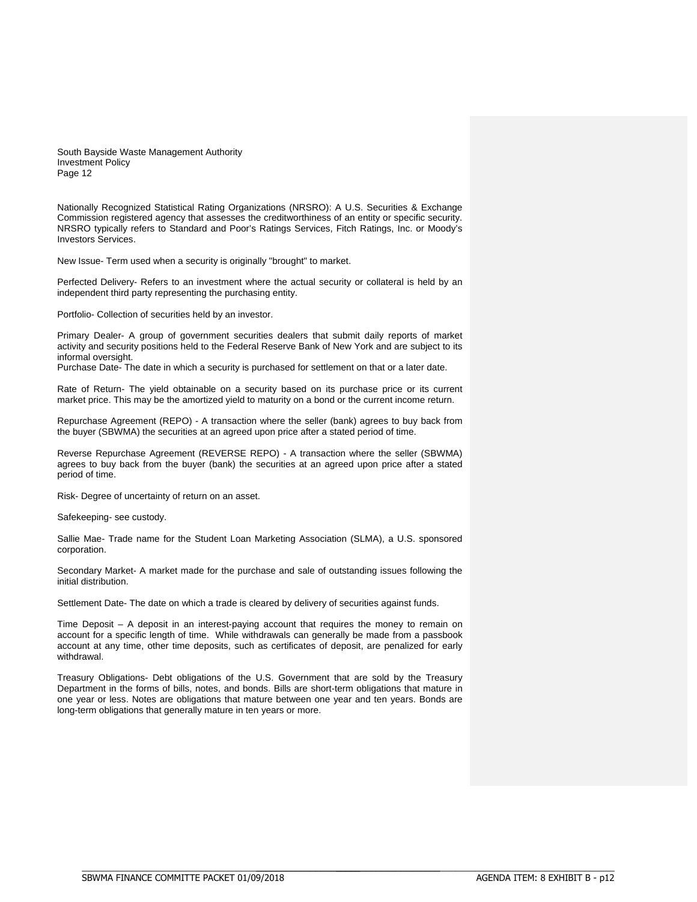Nationally Recognized Statistical Rating Organizations (NRSRO): A U.S. Securities & Exchange Commission registered agency that assesses the creditworthiness of an entity or specific security. NRSRO typically refers to Standard and Poor's Ratings Services, Fitch Ratings, Inc. or Moody's Investors Services.

New Issue- Term used when a security is originally "brought" to market.

Perfected Delivery- Refers to an investment where the actual security or collateral is held by an independent third party representing the purchasing entity.

Portfolio- Collection of securities held by an investor.

Primary Dealer- A group of government securities dealers that submit daily reports of market activity and security positions held to the Federal Reserve Bank of New York and are subject to its informal oversight.
Purchase Date- The date in which a security is purchased for settlement on that or a later date.

Rate of Return- The yield obtainable on a security based on its purchase price or its current market price. This may be the amortized yield to maturity on a bond or the current income return.

Repurchase Agreement (REPO) - A transaction where the seller (bank) agrees to buy back from the buyer (SBWMA) the securities at an agreed upon price after a stated period of time.

Reverse Repurchase Agreement (REVERSE REPO) - A transaction where the seller (SBWMA) agrees to buy back from the buyer (bank) the securities at an agreed upon price after a stated period of time.

Risk- Degree of uncertainty of return on an asset.

Safekeeping- see custody.

Sallie Mae- Trade name for the Student Loan Marketing Association (SLMA), a U.S. sponsored corporation.

Secondary Market- A market made for the purchase and sale of outstanding issues following the initial distribution.

Settlement Date- The date on which a trade is cleared by delivery of securities against funds.

Time Deposit – A deposit in an interest-paying account that requires the money to remain on account for a specific length of time. While withdrawals can generally be made from a passbook account at any time, other time deposits, such as certificates of deposit, are penalized for early withdrawal.

Treasury Obligations- Debt obligations of the U.S. Government that are sold by the Treasury Department in the forms of bills, notes, and bonds. Bills are short-term obligations that mature in one year or less. Notes are obligations that mature between one year and ten years. Bonds are long-term obligations that generally mature in ten years or more.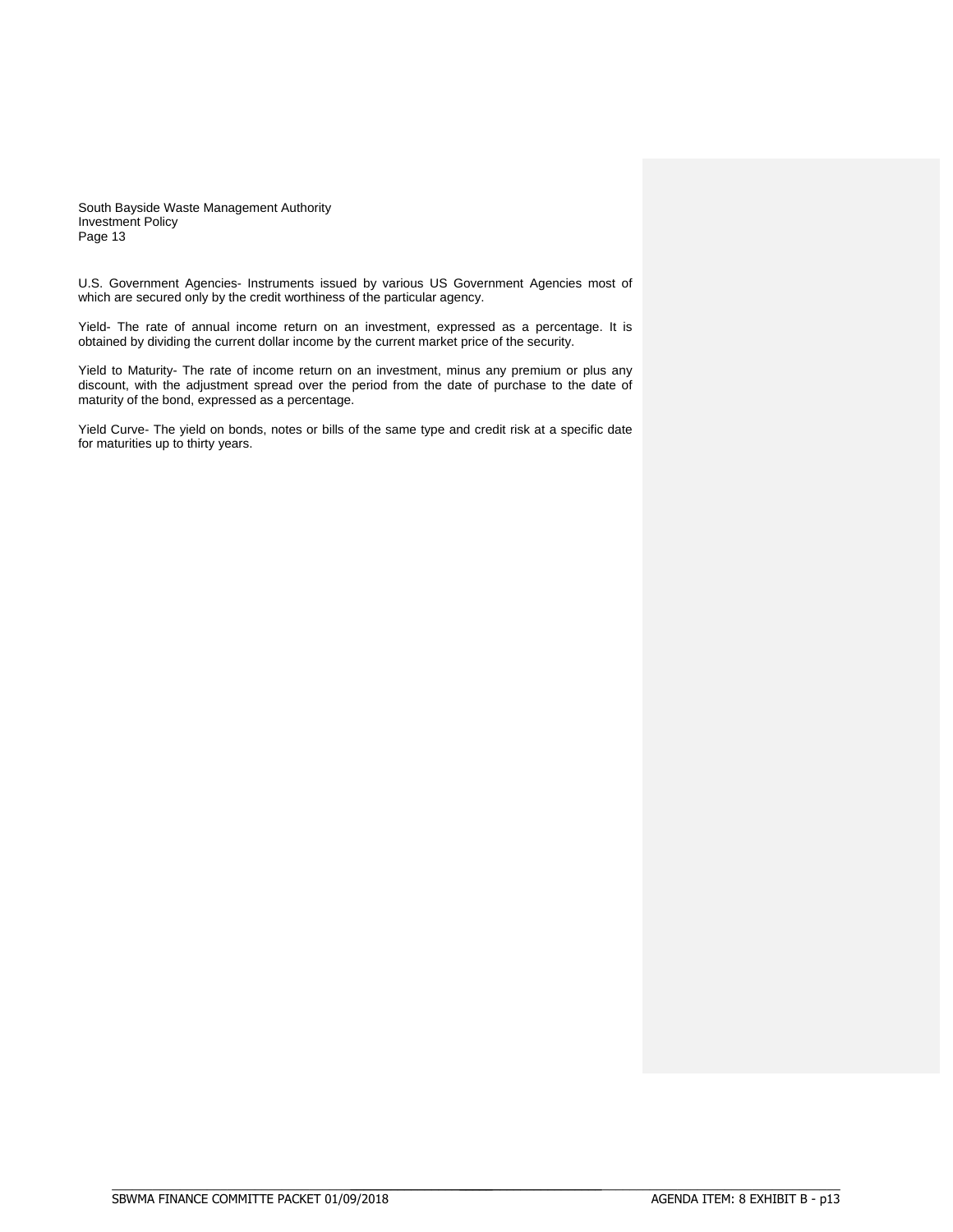U.S. Government Agencies- Instruments issued by various US Government Agencies most of which are secured only by the credit worthiness of the particular agency.

Yield- The rate of annual income return on an investment, expressed as a percentage. It is obtained by dividing the current dollar income by the current market price of the security.

Yield to Maturity- The rate of income return on an investment, minus any premium or plus any discount, with the adjustment spread over the period from the date of purchase to the date of maturity of the bond, expressed as a percentage.

Yield Curve- The yield on bonds, notes or bills of the same type and credit risk at a specific date for maturities up to thirty years.